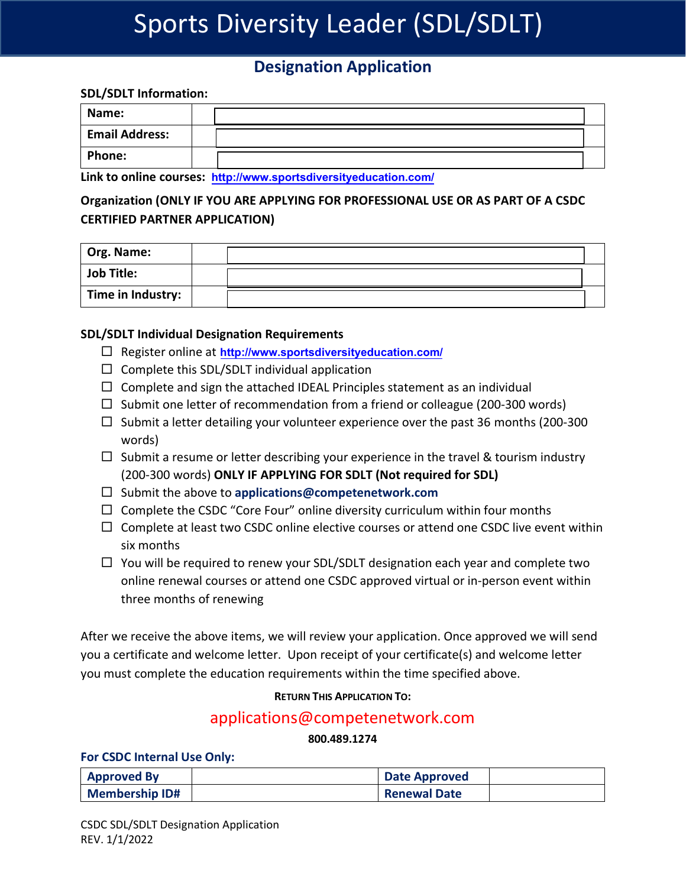# Sports Diversity Leader (SDL/SDLT)

## Designation Application

**SDL/SDLT Information:**

| **Name:** | |
|---|---|
| **Email Address:** | |
| **Phone:** | |

**Link to online courses:** http://www.sportsdiversityeducation.com/

**Organization (ONLY IF YOU ARE APPLYING FOR PROFESSIONAL USE OR AS PART OF A CSDC CERTIFIED PARTNER APPLICATION)**

| **Org. Name:** | |
|---|---|
| **Job Title:** | |
| **Time in Industry:** | |

**SDL/SDLT Individual Designation Requirements**

- ☐ Register online at http://www.sportsdiversityeducation.com/
- ☐ Complete this SDL/SDLT individual application
- ☐ Complete and sign the attached IDEAL Principles statement as an individual
- ☐ Submit one letter of recommendation from a friend or colleague (200-300 words)
- ☐ Submit a letter detailing your volunteer experience over the past 36 months (200-300 words)
- ☐ Submit a resume or letter describing your experience in the travel & tourism industry (200-300 words) **ONLY IF APPLYING FOR SDLT (Not required for SDL)**
- ☐ Submit the above to **applications@competenetwork.com**
- ☐ Complete the CSDC "Core Four" online diversity curriculum within four months
- ☐ Complete at least two CSDC online elective courses or attend one CSDC live event within six months
- ☐ You will be required to renew your SDL/SDLT designation each year and complete two online renewal courses or attend one CSDC approved virtual or in-person event within three months of renewing

After we receive the above items, we will review your application. Once approved we will send you a certificate and welcome letter. Upon receipt of your certificate(s) and welcome letter you must complete the education requirements within the time specified above.

**RETURN THIS APPLICATION TO:**

applications@competenetwork.com

**800.489.1274**

**For CSDC Internal Use Only:**

| **Approved By** | | **Date Approved** | |
|---|---|---|---|
| **Membership ID#** | | **Renewal Date** | |

CSDC SDL/SDLT Designation Application
REV. 1/1/2022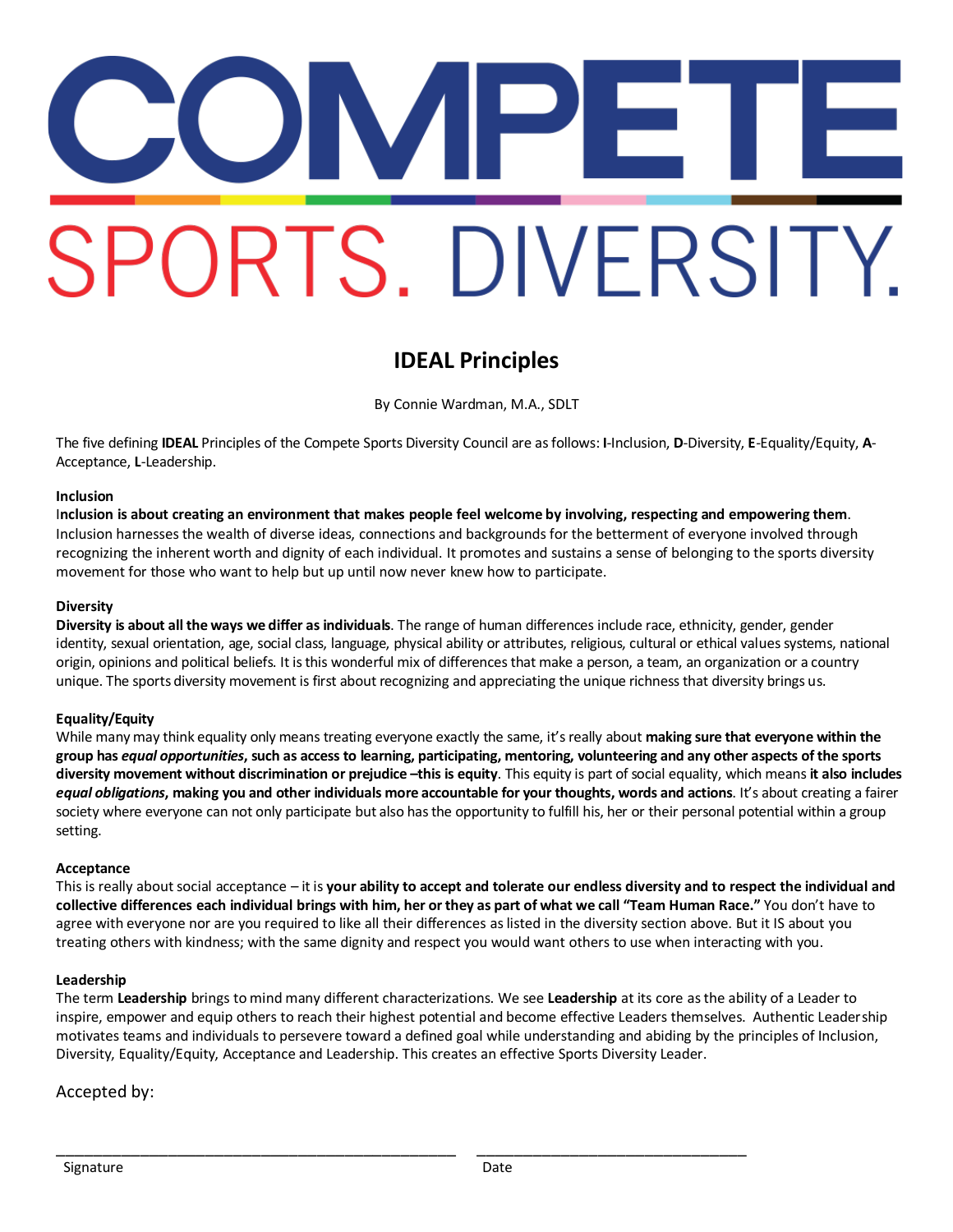# COMPETE

# SPORTS. DIVERSITY.

## IDEAL Principles

By Connie Wardman, M.A., SDLT

The five defining **IDEAL** Principles of the Compete Sports Diversity Council are as follows: **I**-Inclusion, **D**-Diversity, **E**-Equality/Equity, **A**-Acceptance, **L**-Leadership.

**Inclusion**

**Inclusion is about creating an environment that makes people feel welcome by involving, respecting and empowering them**. Inclusion harnesses the wealth of diverse ideas, connections and backgrounds for the betterment of everyone involved through recognizing the inherent worth and dignity of each individual. It promotes and sustains a sense of belonging to the sports diversity movement for those who want to help but up until now never knew how to participate.

**Diversity**

**Diversity is about all the ways we differ as individuals**. The range of human differences include race, ethnicity, gender, gender identity, sexual orientation, age, social class, language, physical ability or attributes, religious, cultural or ethical values systems, national origin, opinions and political beliefs. It is this wonderful mix of differences that make a person, a team, an organization or a country unique. The sports diversity movement is first about recognizing and appreciating the unique richness that diversity brings us.

**Equality/Equity**

While many may think equality only means treating everyone exactly the same, it's really about **making sure that everyone within the group has *equal opportunities*, such as access to learning, participating, mentoring, volunteering and any other aspects of the sports diversity movement without discrimination or prejudice –this is equity**. This equity is part of social equality, which means **it also includes *equal obligations*, making you and other individuals more accountable for your thoughts, words and actions**. It's about creating a fairer society where everyone can not only participate but also has the opportunity to fulfill his, her or their personal potential within a group setting.

**Acceptance**

This is really about social acceptance – it is **your ability to accept and tolerate our endless diversity and to respect the individual and collective differences each individual brings with him, her or they as part of what we call "Team Human Race."** You don't have to agree with everyone nor are you required to like all their differences as listed in the diversity section above. But it IS about you treating others with kindness; with the same dignity and respect you would want others to use when interacting with you.

**Leadership**

The term **Leadership** brings to mind many different characterizations. We see **Leadership** at its core as the ability of a Leader to inspire, empower and equip others to reach their highest potential and become effective Leaders themselves. Authentic Leadership motivates teams and individuals to persevere toward a defined goal while understanding and abiding by the principles of Inclusion, Diversity, Equality/Equity, Acceptance and Leadership. This creates an effective Sports Diversity Leader.

Accepted by:

\_\_\_\_\_\_\_\_\_\_\_\_\_\_\_\_\_\_\_\_\_\_\_\_\_\_\_\_\_\_\_\_\_\_\_\_\_\_\_\_ \_\_\_\_\_\_\_\_\_\_\_\_\_\_\_\_\_\_\_\_\_\_\_\_\_\_\_\_

Signature Date